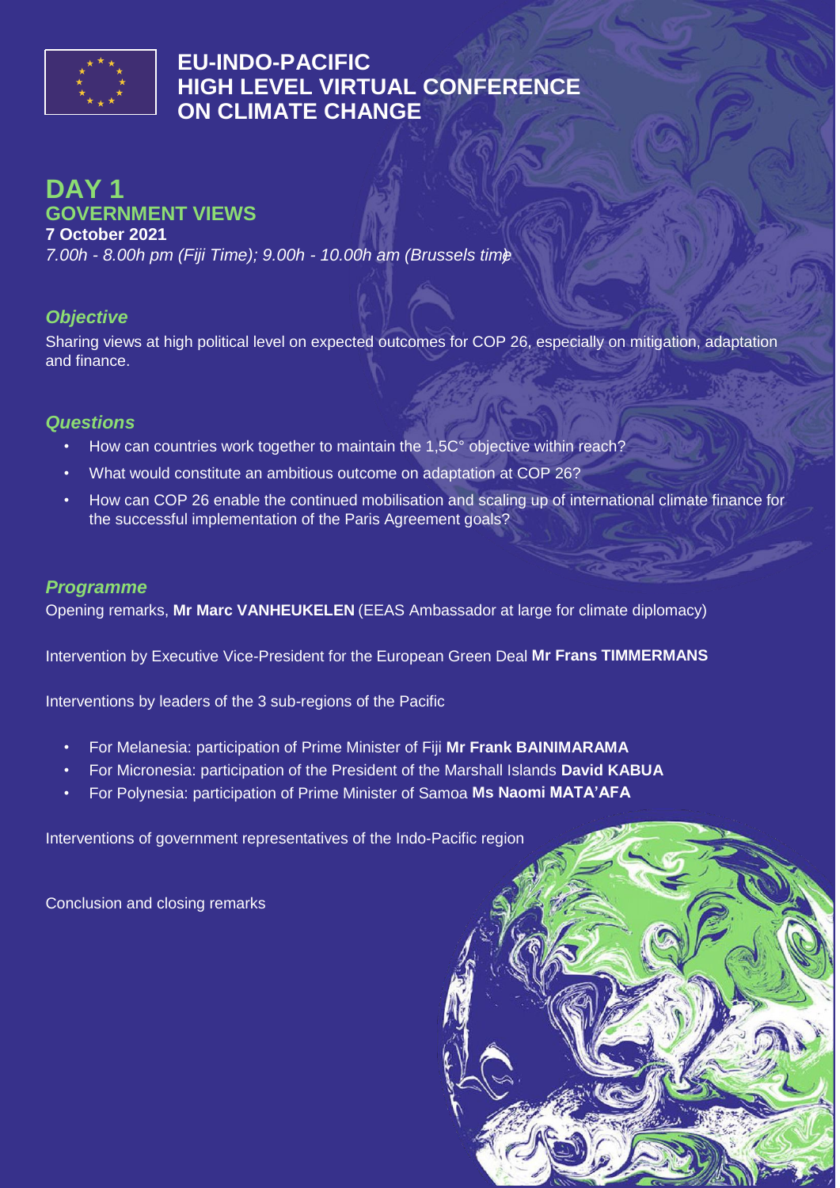# EU-INDO-PACIFIC HIGH LEVEL VIRTUAL CONFERENCE ON CLIMATE CHANGE

## DAY 1

### GOVERNMENT VIEWS

**7 October 2021**

*7.00h - 8.00h pm (Fiji Time); 9.00h - 10.00h am (Brussels time)*

### *Objective*

Sharing views at high political level on expected outcomes for COP 26, especially on mitigation, adaptation and finance.

### *Questions*

- How can countries work together to maintain the 1,5C° objective within reach?
- What would constitute an ambitious outcome on adaptation at COP 26?
- How can COP 26 enable the continued mobilisation and scaling up of international climate finance for the successful implementation of the Paris Agreement goals?

### *Programme*

Opening remarks, **Mr Marc VANHEUKELEN** (EEAS Ambassador at large for climate diplomacy)

Intervention by Executive Vice-President for the European Green Deal **Mr Frans TIMMERMANS**

Interventions by leaders of the 3 sub-regions of the Pacific

- For Melanesia: participation of Prime Minister of Fiji **Mr Frank BAINIMARAMA**
- For Micronesia: participation of the President of the Marshall Islands **David KABUA**
- For Polynesia: participation of Prime Minister of Samoa **Ms Naomi MATA'AFA**

Interventions of government representatives of the Indo-Pacific region

Conclusion and closing remarks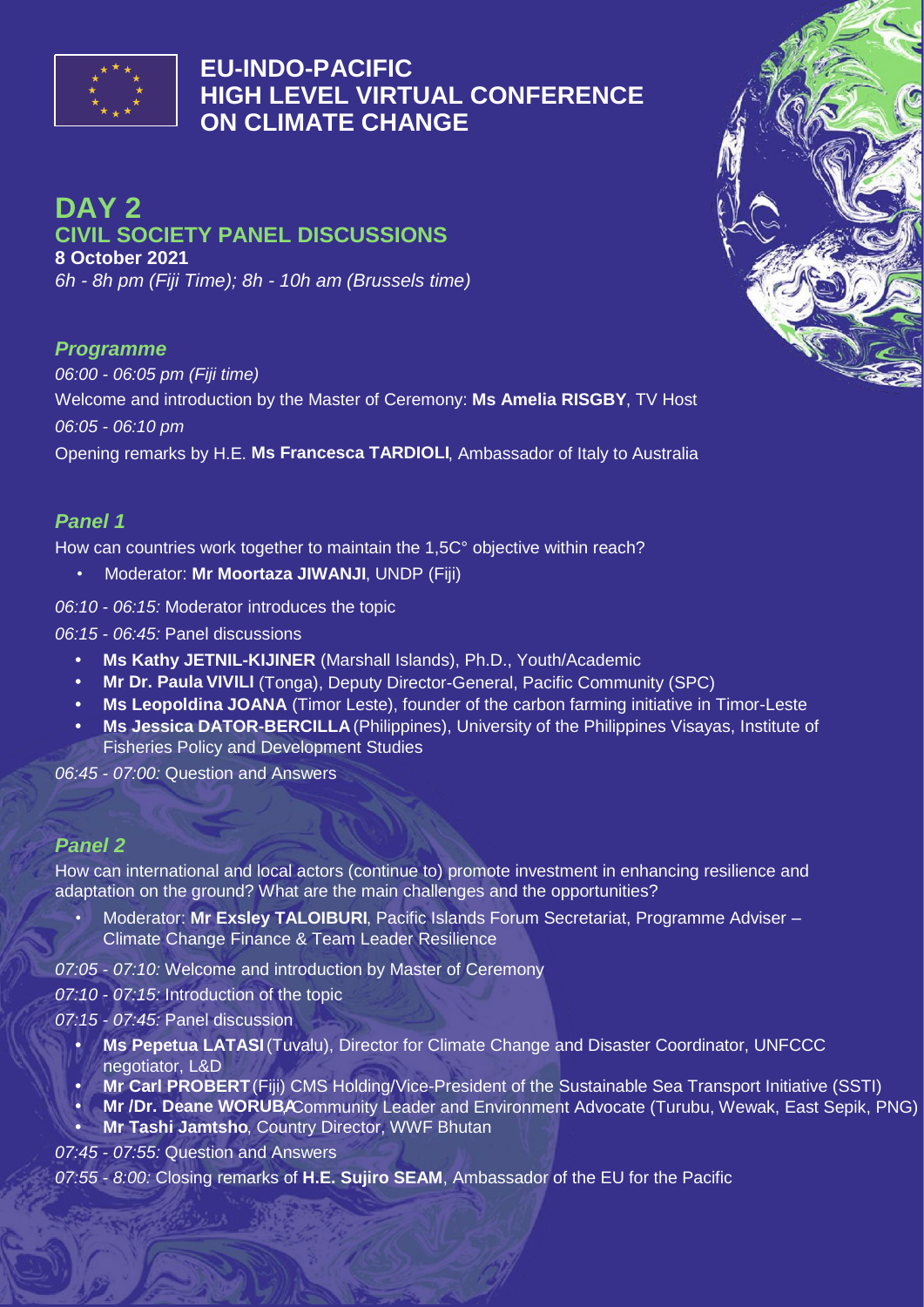# EU-INDO-PACIFIC HIGH LEVEL VIRTUAL CONFERENCE ON CLIMATE CHANGE

## DAY 2

### CIVIL SOCIETY PANEL DISCUSSIONS

**8 October 2021**

*6h - 8h pm (Fiji Time); 8h - 10h am (Brussels time)*

### *Programme*

*06:00 - 06:05 pm (Fiji time)*

Welcome and introduction by the Master of Ceremony: **Ms Amelia RISGBY**, TV Host

*06:05 - 06:10 pm*

Opening remarks by H.E. **Ms Francesca TARDIOLI**, Ambassador of Italy to Australia

### *Panel 1*

How can countries work together to maintain the 1,5C° objective within reach?

- Moderator: **Mr Moortaza JIWANJI**, UNDP (Fiji)

*06:10 - 06:15:* Moderator introduces the topic

*06:15 - 06:45:* Panel discussions

- **Ms Kathy JETNIL-KIJINER** (Marshall Islands), Ph.D., Youth/Academic
- **Mr Dr. Paula VIVILI** (Tonga), Deputy Director-General, Pacific Community (SPC)
- **Ms Leopoldina JOANA** (Timor Leste), founder of the carbon farming initiative in Timor-Leste
- **Ms Jessica DATOR-BERCILLA** (Philippines), University of the Philippines Visayas, Institute of Fisheries Policy and Development Studies

*06:45 - 07:00:* Question and Answers

### *Panel 2*

How can international and local actors (continue to) promote investment in enhancing resilience and adaptation on the ground? What are the main challenges and the opportunities?

- Moderator: **Mr Exsley TALOIBURI**, Pacific Islands Forum Secretariat, Programme Adviser – Climate Change Finance & Team Leader Resilience

*07:05 - 07:10:* Welcome and introduction by Master of Ceremony

*07:10 - 07:15:* Introduction of the topic

*07:15 - 07:45:* Panel discussion

- **Ms Pepetua LATASI** (Tuvalu), Director for Climate Change and Disaster Coordinator, UNFCCC negotiator, L&D
- **Mr Carl PROBERT** (Fiji) CMS Holding/Vice-President of the Sustainable Sea Transport Initiative (SSTI)
- **Mr /Dr. Deane WORUBA** Community Leader and Environment Advocate (Turubu, Wewak, East Sepik, PNG)
- **Mr Tashi Jamtsho**, Country Director, WWF Bhutan

*07:45 - 07:55:* Question and Answers

*07:55 - 8:00:* Closing remarks of **H.E. Sujiro SEAM**, Ambassador of the EU for the Pacific